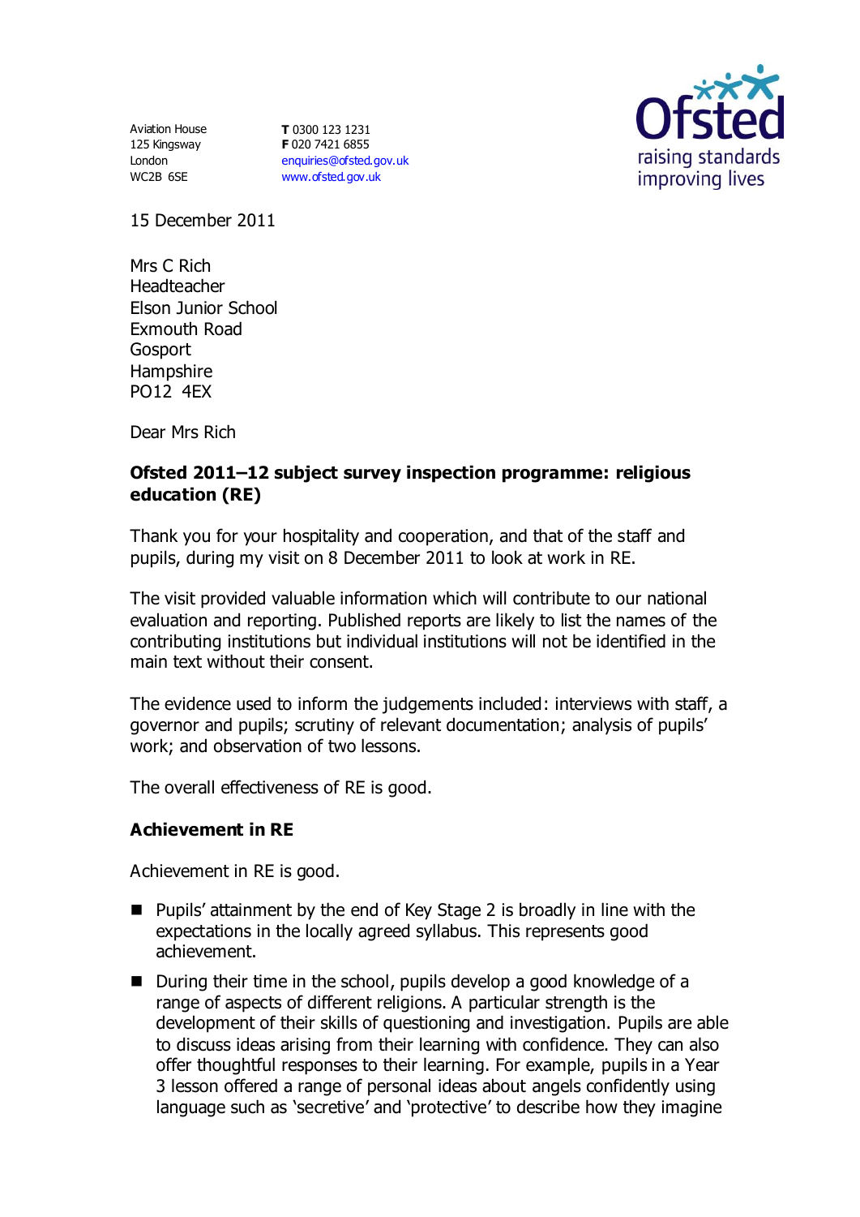Aviation House
125 Kingsway
London
WC2B 6SE

**T** 0300 123 1231
**F** 020 7421 6855
enquiries@ofsted.gov.uk
www.ofsted.gov.uk

Ofsted
raising standards
improving lives

15 December 2011

Mrs C Rich
Headteacher
Elson Junior School
Exmouth Road
Gosport
Hampshire
PO12 4EX

Dear Mrs Rich

**Ofsted 2011–12 subject survey inspection programme: religious education (RE)**

Thank you for your hospitality and cooperation, and that of the staff and pupils, during my visit on 8 December 2011 to look at work in RE.

The visit provided valuable information which will contribute to our national evaluation and reporting. Published reports are likely to list the names of the contributing institutions but individual institutions will not be identified in the main text without their consent.

The evidence used to inform the judgements included: interviews with staff, a governor and pupils; scrutiny of relevant documentation; analysis of pupils' work; and observation of two lessons.

The overall effectiveness of RE is good.

## Achievement in RE

Achievement in RE is good.

- Pupils' attainment by the end of Key Stage 2 is broadly in line with the expectations in the locally agreed syllabus. This represents good achievement.
- During their time in the school, pupils develop a good knowledge of a range of aspects of different religions. A particular strength is the development of their skills of questioning and investigation. Pupils are able to discuss ideas arising from their learning with confidence. They can also offer thoughtful responses to their learning. For example, pupils in a Year 3 lesson offered a range of personal ideas about angels confidently using language such as 'secretive' and 'protective' to describe how they imagine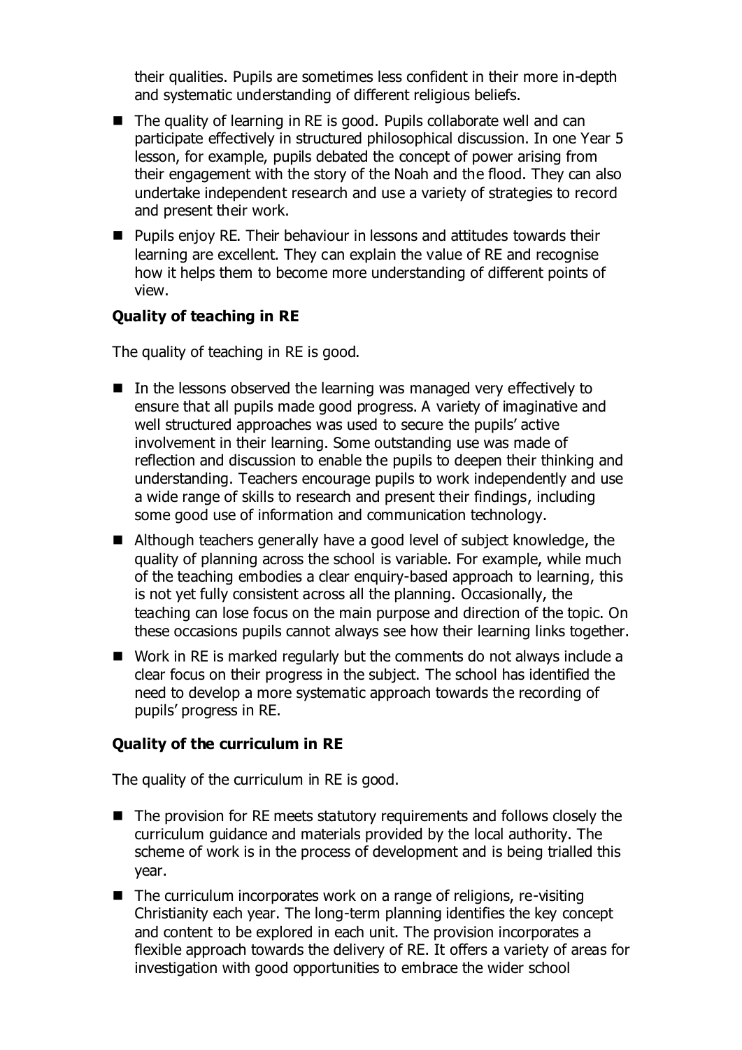their qualities. Pupils are sometimes less confident in their more in-depth and systematic understanding of different religious beliefs.

- The quality of learning in RE is good. Pupils collaborate well and can participate effectively in structured philosophical discussion. In one Year 5 lesson, for example, pupils debated the concept of power arising from their engagement with the story of the Noah and the flood. They can also undertake independent research and use a variety of strategies to record and present their work.
- Pupils enjoy RE. Their behaviour in lessons and attitudes towards their learning are excellent. They can explain the value of RE and recognise how it helps them to become more understanding of different points of view.

**Quality of teaching in RE**

The quality of teaching in RE is good.

- In the lessons observed the learning was managed very effectively to ensure that all pupils made good progress. A variety of imaginative and well structured approaches was used to secure the pupils' active involvement in their learning. Some outstanding use was made of reflection and discussion to enable the pupils to deepen their thinking and understanding. Teachers encourage pupils to work independently and use a wide range of skills to research and present their findings, including some good use of information and communication technology.
- Although teachers generally have a good level of subject knowledge, the quality of planning across the school is variable. For example, while much of the teaching embodies a clear enquiry-based approach to learning, this is not yet fully consistent across all the planning. Occasionally, the teaching can lose focus on the main purpose and direction of the topic. On these occasions pupils cannot always see how their learning links together.
- Work in RE is marked regularly but the comments do not always include a clear focus on their progress in the subject. The school has identified the need to develop a more systematic approach towards the recording of pupils' progress in RE.

**Quality of the curriculum in RE**

The quality of the curriculum in RE is good.

- The provision for RE meets statutory requirements and follows closely the curriculum guidance and materials provided by the local authority. The scheme of work is in the process of development and is being trialled this year.
- The curriculum incorporates work on a range of religions, re-visiting Christianity each year. The long-term planning identifies the key concept and content to be explored in each unit. The provision incorporates a flexible approach towards the delivery of RE. It offers a variety of areas for investigation with good opportunities to embrace the wider school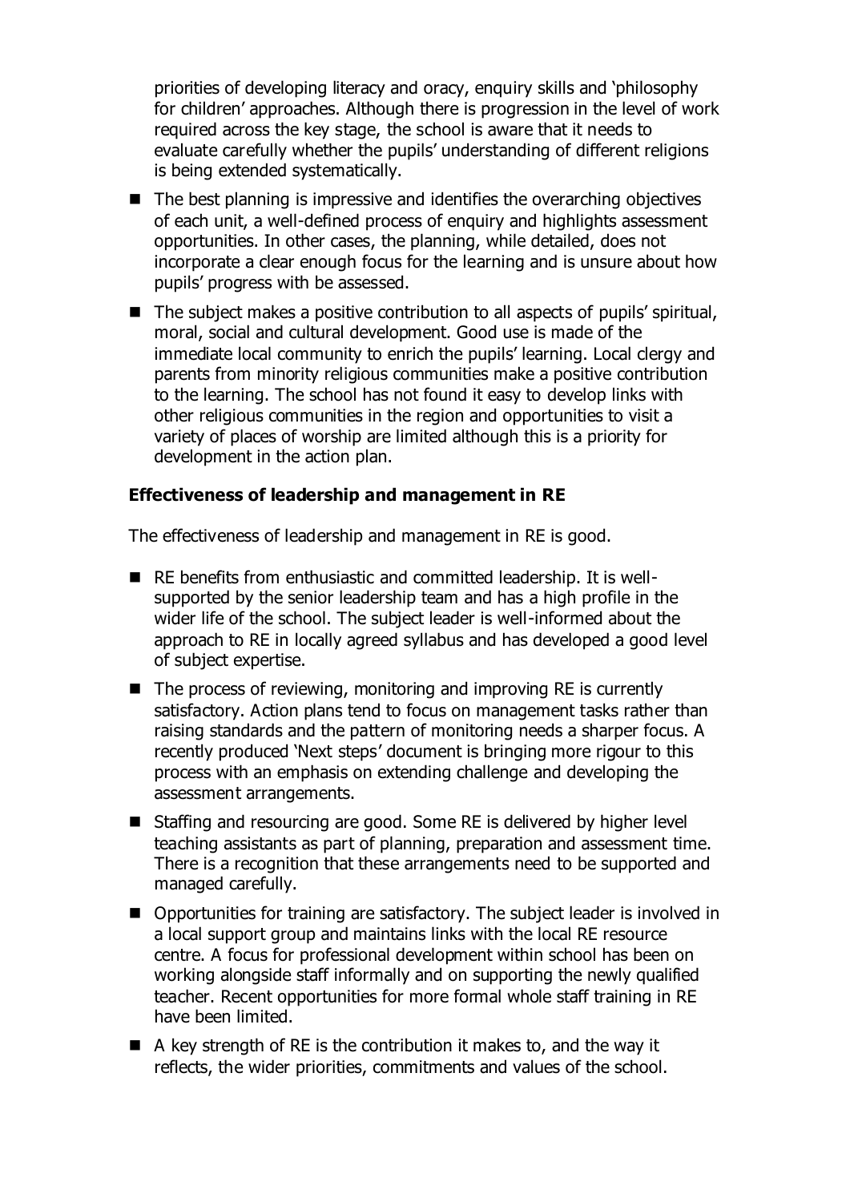priorities of developing literacy and oracy, enquiry skills and 'philosophy for children' approaches. Although there is progression in the level of work required across the key stage, the school is aware that it needs to evaluate carefully whether the pupils' understanding of different religions is being extended systematically.

- The best planning is impressive and identifies the overarching objectives of each unit, a well-defined process of enquiry and highlights assessment opportunities. In other cases, the planning, while detailed, does not incorporate a clear enough focus for the learning and is unsure about how pupils' progress with be assessed.
- The subject makes a positive contribution to all aspects of pupils' spiritual, moral, social and cultural development. Good use is made of the immediate local community to enrich the pupils' learning. Local clergy and parents from minority religious communities make a positive contribution to the learning. The school has not found it easy to develop links with other religious communities in the region and opportunities to visit a variety of places of worship are limited although this is a priority for development in the action plan.

**Effectiveness of leadership and management in RE**

The effectiveness of leadership and management in RE is good.

- RE benefits from enthusiastic and committed leadership. It is well-supported by the senior leadership team and has a high profile in the wider life of the school. The subject leader is well-informed about the approach to RE in locally agreed syllabus and has developed a good level of subject expertise.
- The process of reviewing, monitoring and improving RE is currently satisfactory. Action plans tend to focus on management tasks rather than raising standards and the pattern of monitoring needs a sharper focus. A recently produced 'Next steps' document is bringing more rigour to this process with an emphasis on extending challenge and developing the assessment arrangements.
- Staffing and resourcing are good. Some RE is delivered by higher level teaching assistants as part of planning, preparation and assessment time. There is a recognition that these arrangements need to be supported and managed carefully.
- Opportunities for training are satisfactory. The subject leader is involved in a local support group and maintains links with the local RE resource centre. A focus for professional development within school has been on working alongside staff informally and on supporting the newly qualified teacher. Recent opportunities for more formal whole staff training in RE have been limited.
- A key strength of RE is the contribution it makes to, and the way it reflects, the wider priorities, commitments and values of the school.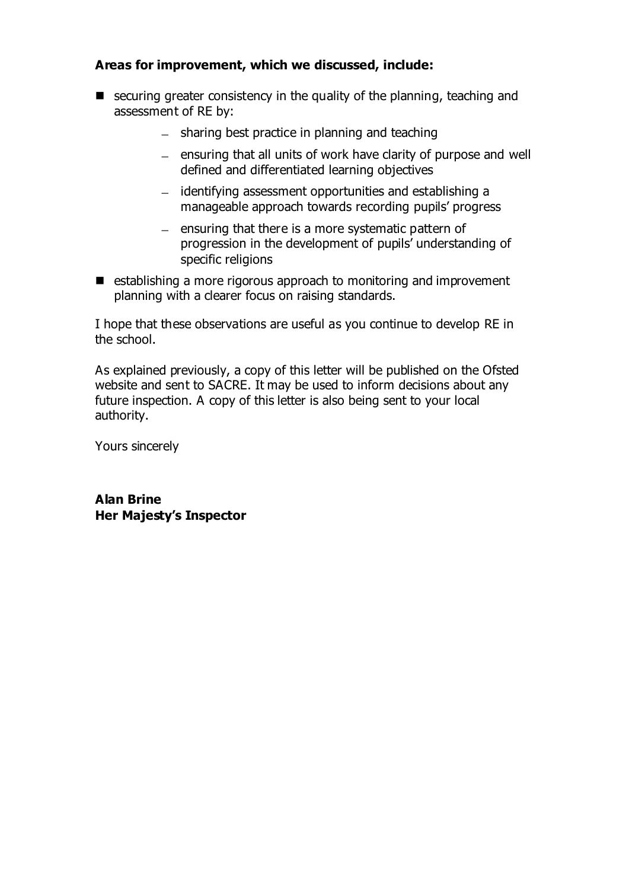**Areas for improvement, which we discussed, include:**

- securing greater consistency in the quality of the planning, teaching and assessment of RE by:
  - sharing best practice in planning and teaching
  - ensuring that all units of work have clarity of purpose and well defined and differentiated learning objectives
  - identifying assessment opportunities and establishing a manageable approach towards recording pupils' progress
  - ensuring that there is a more systematic pattern of progression in the development of pupils' understanding of specific religions
- establishing a more rigorous approach to monitoring and improvement planning with a clearer focus on raising standards.

I hope that these observations are useful as you continue to develop RE in the school.

As explained previously, a copy of this letter will be published on the Ofsted website and sent to SACRE. It may be used to inform decisions about any future inspection. A copy of this letter is also being sent to your local authority.

Yours sincerely

**Alan Brine**
**Her Majesty's Inspector**